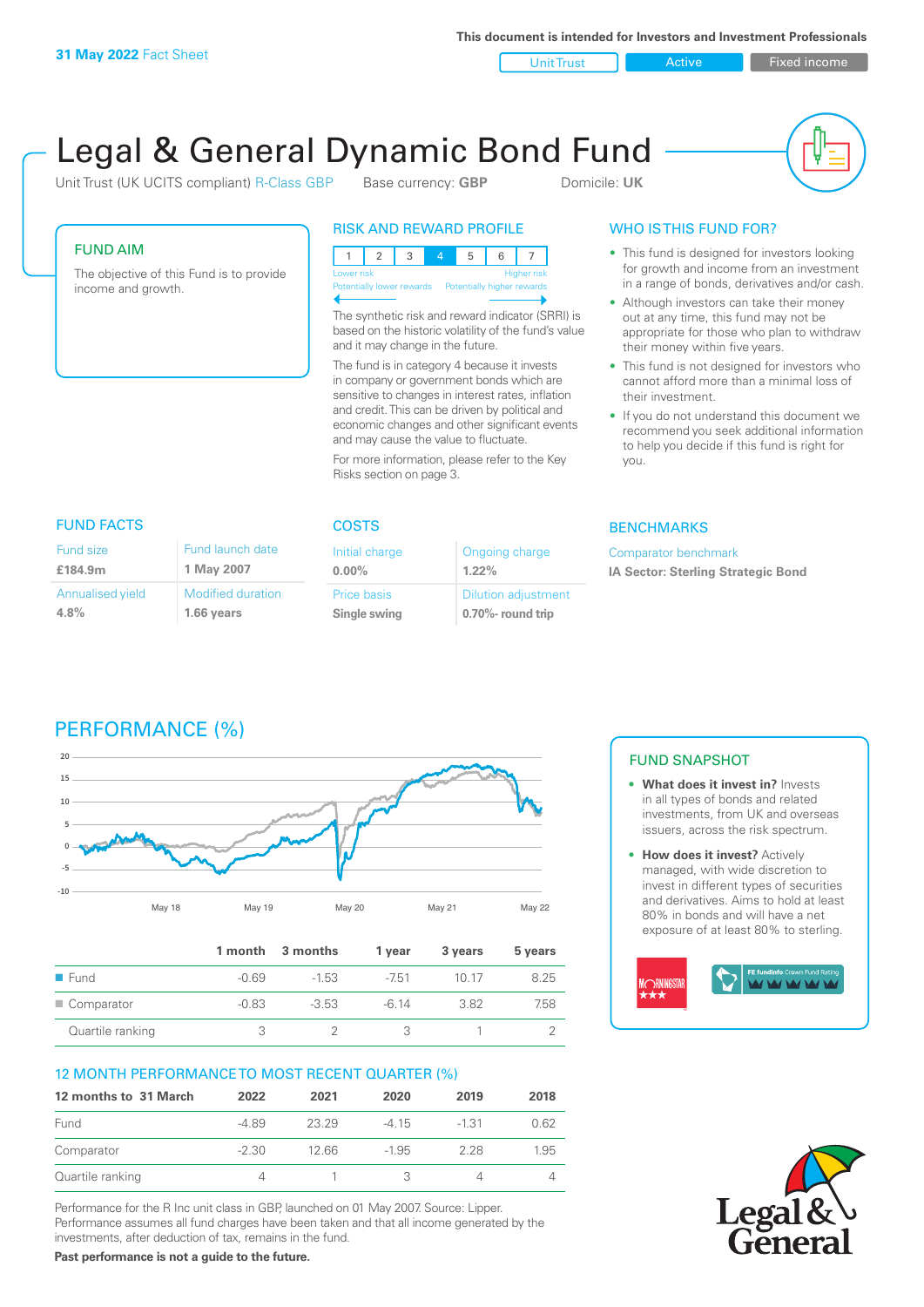**31 May 2022** Fact Sheet

This document is intended for Investors and Investment Professionals

Unit Trust | Active | Fixed income

# Legal & General Dynamic Bond Fund

Unit Trust (UK UCITS compliant) R-Class GBP    Base currency: **GBP**    Domicile: **UK**

## FUND AIM

The objective of this Fund is to provide income and growth.

## RISK AND REWARD PROFILE

| 1 | 2 | 3 | **4** | 5 | 6 | 7 |
|---|---|---|---|---|---|---|

Lower risk — Higher risk
Potentially lower rewards — Potentially higher rewards

The synthetic risk and reward indicator (SRRI) is based on the historic volatility of the fund's value and it may change in the future.

The fund is in category 4 because it invests in company or government bonds which are sensitive to changes in interest rates, inflation and credit. This can be driven by political and economic changes and other significant events and may cause the value to fluctuate.

For more information, please refer to the Key Risks section on page 3.

## WHO IS THIS FUND FOR?

- This fund is designed for investors looking for growth and income from an investment in a range of bonds, derivatives and/or cash.
- Although investors can take their money out at any time, this fund may not be appropriate for those who plan to withdraw their money within five years.
- This fund is not designed for investors who cannot afford more than a minimal loss of their investment.
- If you do not understand this document we recommend you seek additional information to help you decide if this fund is right for you.

## FUND FACTS

| Fund size | Fund launch date |
|---|---|
| **£184.9m** | **1 May 2007** |
| **Annualised yield** | **Modified duration** |
| **4.8%** | **1.66 years** |

## COSTS

| Initial charge | Ongoing charge |
|---|---|
| **0.00%** | **1.22%** |
| **Price basis** | **Dilution adjustment** |
| **Single swing** | **0.70%- round trip** |

## BENCHMARKS

Comparator benchmark

**IA Sector: Sterling Strategic Bond**

## PERFORMANCE (%)

| | 1 month | 3 months | 1 year | 3 years | 5 years |
|---|---|---|---|---|---|
| Fund | -0.69 | -1.53 | -7.51 | 10.17 | 8.25 |
| Comparator | -0.83 | -3.53 | -6.14 | 3.82 | 7.58 |
| Quartile ranking | 3 | 2 | 3 | 1 | 2 |

## 12 MONTH PERFORMANCE TO MOST RECENT QUARTER (%)

| 12 months to 31 March | 2022 | 2021 | 2020 | 2019 | 2018 |
|---|---|---|---|---|---|
| Fund | -4.89 | 23.29 | -4.15 | -1.31 | 0.62 |
| Comparator | -2.30 | 12.66 | -1.95 | 2.28 | 1.95 |
| Quartile ranking | 4 | 1 | 3 | 4 | 4 |

Performance for the R Inc unit class in GBP, launched on 01 May 2007. Source: Lipper. Performance assumes all fund charges have been taken and that all income generated by the investments, after deduction of tax, remains in the fund.

**Past performance is not a guide to the future.**

## FUND SNAPSHOT

- **What does it invest in?** Invests in all types of bonds and related investments, from UK and overseas issuers, across the risk spectrum.
- **How does it invest?** Actively managed, with wide discretion to invest in different types of securities and derivatives. Aims to hold at least 80% in bonds and will have a net exposure of at least 80% to sterling.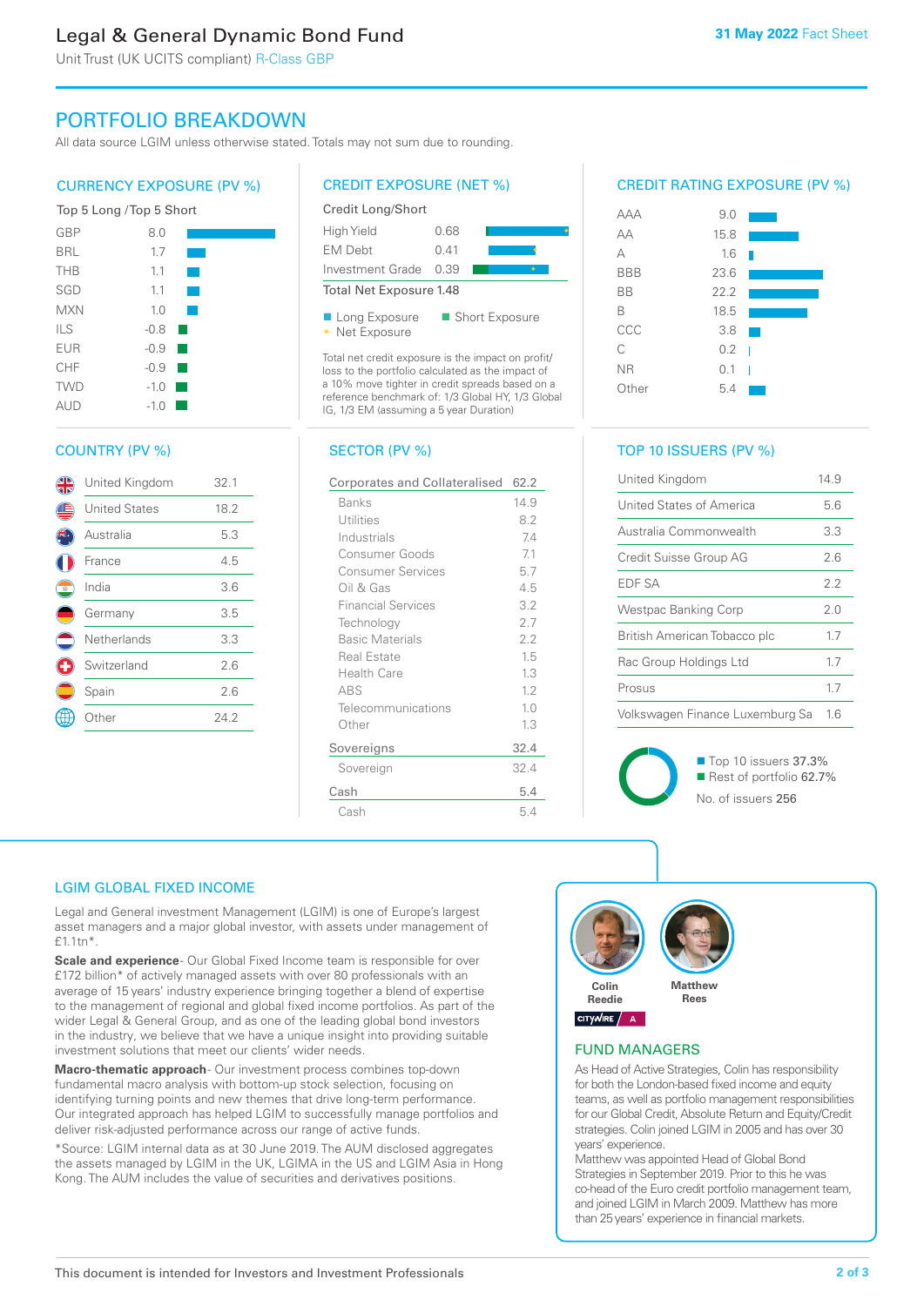# Legal & General Dynamic Bond Fund

Unit Trust (UK UCITS compliant) R-Class GBP

**31 May 2022** Fact Sheet

## PORTFOLIO BREAKDOWN

All data source LGIM unless otherwise stated. Totals may not sum due to rounding.

### CURRENCY EXPOSURE (PV %)

Top 5 Long / Top 5 Short

| Currency | % |
|---|---|
| GBP | 8.0 |
| BRL | 1.7 |
| THB | 1.1 |
| SGD | 1.1 |
| MXN | 1.0 |
| ILS | -0.8 |
| EUR | -0.9 |
| CHF | -0.9 |
| TWD | -1.0 |
| AUD | -1.0 |

### CREDIT EXPOSURE (NET %)

Credit Long/Short

| | |
|---|---|
| High Yield | 0.68 |
| EM Debt | 0.41 |
| Investment Grade | 0.39 |
| Total Net Exposure | 1.48 |

Long Exposure · Short Exposure · Net Exposure

Total net credit exposure is the impact on profit/loss to the portfolio calculated as the impact of a 10% move tighter in credit spreads based on a reference benchmark of: 1/3 Global HY, 1/3 Global IG, 1/3 EM (assuming a 5 year Duration)

### CREDIT RATING EXPOSURE (PV %)

| Rating | % |
|---|---|
| AAA | 9.0 |
| AA | 15.8 |
| A | 1.6 |
| BBB | 23.6 |
| BB | 22.2 |
| B | 18.5 |
| CCC | 3.8 |
| C | 0.2 |
| NR | 0.1 |
| Other | 5.4 |

### COUNTRY (PV %)

| Country | % |
|---|---|
| United Kingdom | 32.1 |
| United States | 18.2 |
| Australia | 5.3 |
| France | 4.5 |
| India | 3.6 |
| Germany | 3.5 |
| Netherlands | 3.3 |
| Switzerland | 2.6 |
| Spain | 2.6 |
| Other | 24.2 |

### SECTOR (PV %)

| Sector | % |
|---|---|
| **Corporates and Collateralised** | **62.2** |
| Banks | 14.9 |
| Utilities | 8.2 |
| Industrials | 7.4 |
| Consumer Goods | 7.1 |
| Consumer Services | 5.7 |
| Oil & Gas | 4.5 |
| Financial Services | 3.2 |
| Technology | 2.7 |
| Basic Materials | 2.2 |
| Real Estate | 1.5 |
| Health Care | 1.3 |
| ABS | 1.2 |
| Telecommunications | 1.0 |
| Other | 1.3 |
| **Sovereigns** | **32.4** |
| Sovereign | 32.4 |
| **Cash** | **5.4** |
| Cash | 5.4 |

### TOP 10 ISSUERS (PV %)

| Issuer | % |
|---|---|
| United Kingdom | 14.9 |
| United States of America | 5.6 |
| Australia Commonwealth | 3.3 |
| Credit Suisse Group AG | 2.6 |
| EDF SA | 2.2 |
| Westpac Banking Corp | 2.0 |
| British American Tobacco plc | 1.7 |
| Rac Group Holdings Ltd | 1.7 |
| Prosus | 1.7 |
| Volkswagen Finance Luxemburg Sa | 1.6 |

Top 10 issuers 37.3%
Rest of portfolio 62.7%
No. of issuers 256

## LGIM GLOBAL FIXED INCOME

Legal and General Investment Management (LGIM) is one of Europe's largest asset managers and a major global investor, with assets under management of £1.1tn*.

**Scale and experience**- Our Global Fixed Income team is responsible for over £172 billion* of actively managed assets with over 80 professionals with an average of 15 years' industry experience bringing together a blend of expertise to the management of regional and global fixed income portfolios. As part of the wider Legal & General Group, and as one of the leading global bond investors in the industry, we believe that we have a unique insight into providing suitable investment solutions that meet our clients' wider needs.

**Macro-thematic approach**- Our investment process combines top-down fundamental macro analysis with bottom-up stock selection, focusing on identifying turning points and new themes that drive long-term performance. Our integrated approach has helped LGIM to successfully manage portfolios and deliver risk-adjusted performance across our range of active funds.

*Source: LGIM internal data as at 30 June 2019. The AUM disclosed aggregates the assets managed by LGIM in the UK, LGIMA in the US and LGIM Asia in Hong Kong. The AUM includes the value of securities and derivatives positions.

## FUND MANAGERS

Colin Reedie · Matthew Rees

CITYWIRE A

As Head of Active Strategies, Colin has responsibility for both the London-based fixed income and equity teams, as well as portfolio management responsibilities for our Global Credit, Absolute Return and Equity/Credit strategies. Colin joined LGIM in 2005 and has over 30 years' experience.

Matthew was appointed Head of Global Bond Strategies in September 2019. Prior to this he was co-head of the Euro credit portfolio management team, and joined LGIM in March 2009. Matthew has more than 25 years' experience in financial markets.

This document is intended for Investors and Investment Professionals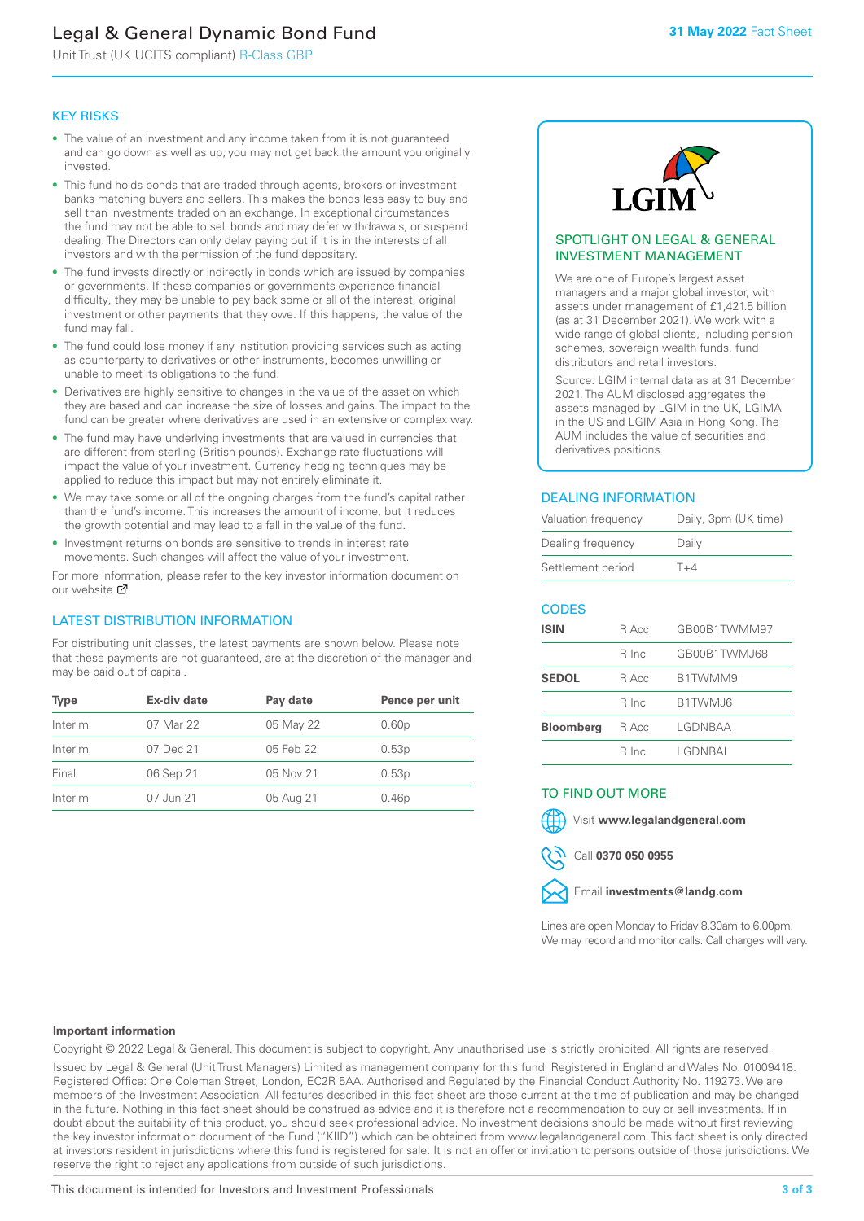# Legal & General Dynamic Bond Fund

Unit Trust (UK UCITS compliant) R-Class GBP

31 May 2022 Fact Sheet

## KEY RISKS

- The value of an investment and any income taken from it is not guaranteed and can go down as well as up; you may not get back the amount you originally invested.
- This fund holds bonds that are traded through agents, brokers or investment banks matching buyers and sellers. This makes the bonds less easy to buy and sell than investments traded on an exchange. In exceptional circumstances the fund may not be able to sell bonds and may defer withdrawals, or suspend dealing. The Directors can only delay paying out if it is in the interests of all investors and with the permission of the fund depositary.
- The fund invests directly or indirectly in bonds which are issued by companies or governments. If these companies or governments experience financial difficulty, they may be unable to pay back some or all of the interest, original investment or other payments that they owe. If this happens, the value of the fund may fall.
- The fund could lose money if any institution providing services such as acting as counterparty to derivatives or other instruments, becomes unwilling or unable to meet its obligations to the fund.
- Derivatives are highly sensitive to changes in the value of the asset on which they are based and can increase the size of losses and gains. The impact to the fund can be greater where derivatives are used in an extensive or complex way.
- The fund may have underlying investments that are valued in currencies that are different from sterling (British pounds). Exchange rate fluctuations will impact the value of your investment. Currency hedging techniques may be applied to reduce this impact but may not entirely eliminate it.
- We may take some or all of the ongoing charges from the fund's capital rather than the fund's income. This increases the amount of income, but it reduces the growth potential and may lead to a fall in the value of the fund.
- Investment returns on bonds are sensitive to trends in interest rate movements. Such changes will affect the value of your investment.

For more information, please refer to the key investor information document on our website

## LATEST DISTRIBUTION INFORMATION

For distributing unit classes, the latest payments are shown below. Please note that these payments are not guaranteed, are at the discretion of the manager and may be paid out of capital.

| Type | Ex-div date | Pay date | Pence per unit |
|---|---|---|---|
| Interim | 07 Mar 22 | 05 May 22 | 0.60p |
| Interim | 07 Dec 21 | 05 Feb 22 | 0.53p |
| Final | 06 Sep 21 | 05 Nov 21 | 0.53p |
| Interim | 07 Jun 21 | 05 Aug 21 | 0.46p |

## SPOTLIGHT ON LEGAL & GENERAL INVESTMENT MANAGEMENT

We are one of Europe's largest asset managers and a major global investor, with assets under management of £1,421.5 billion (as at 31 December 2021). We work with a wide range of global clients, including pension schemes, sovereign wealth funds, fund distributors and retail investors.

Source: LGIM internal data as at 31 December 2021. The AUM disclosed aggregates the assets managed by LGIM in the UK, LGIMA in the US and LGIM Asia in Hong Kong. The AUM includes the value of securities and derivatives positions.

## DEALING INFORMATION

| | |
|---|---|
| Valuation frequency | Daily, 3pm (UK time) |
| Dealing frequency | Daily |
| Settlement period | T+4 |

## CODES

| | | |
|---|---|---|
| **ISIN** | R Acc | GB00B1TWMM97 |
| | R Inc | GB00B1TWMJ68 |
| **SEDOL** | R Acc | B1TWMM9 |
| | R Inc | B1TWMJ6 |
| **Bloomberg** | R Acc | LGDNBAA |
| | R Inc | LGDNBAI |

## TO FIND OUT MORE

Visit **www.legalandgeneral.com**

Call **0370 050 0955**

Email **investments@landg.com**

Lines are open Monday to Friday 8.30am to 6.00pm. We may record and monitor calls. Call charges will vary.

**Important information**

Copyright © 2022 Legal & General. This document is subject to copyright. Any unauthorised use is strictly prohibited. All rights are reserved.

Issued by Legal & General (Unit Trust Managers) Limited as management company for this fund. Registered in England and Wales No. 01009418. Registered Office: One Coleman Street, London, EC2R 5AA. Authorised and Regulated by the Financial Conduct Authority No. 119273. We are members of the Investment Association. All features described in this fact sheet are those current at the time of publication and may be changed in the future. Nothing in this fact sheet should be construed as advice and it is therefore not a recommendation to buy or sell investments. If in doubt about the suitability of this product, you should seek professional advice. No investment decisions should be made without first reviewing the key investor information document of the Fund ("KIID") which can be obtained from www.legalandgeneral.com. This fact sheet is only directed at investors resident in jurisdictions where this fund is registered for sale. It is not an offer or invitation to persons outside of those jurisdictions. We reserve the right to reject any applications from outside of such jurisdictions.

This document is intended for Investors and Investment Professionals